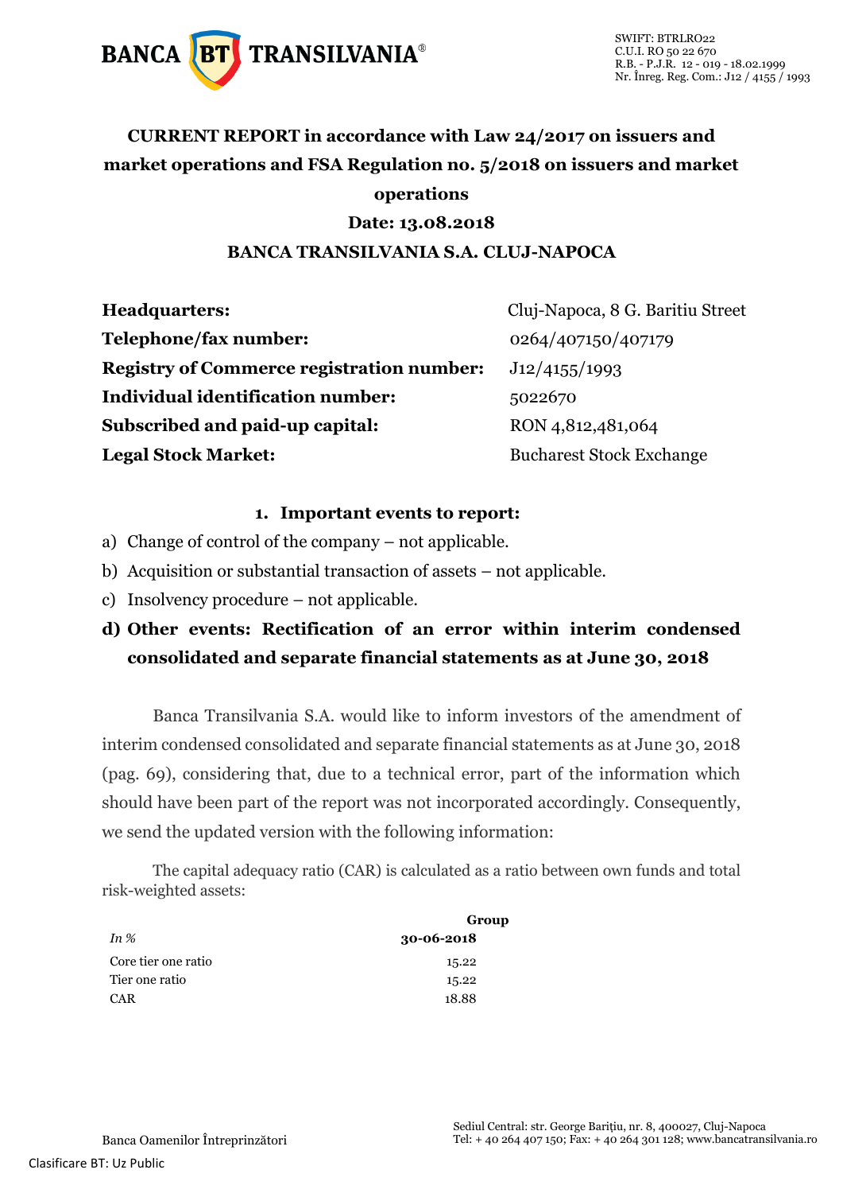BANCA TRANSILVANIA®

SWIFT: BTRLRO22
C.U.I. RO 50 22 670
R.B. - P.J.R. 12 - 019 - 18.02.1999
Nr. Înreg. Reg. Com.: J12 / 4155 / 1993

# CURRENT REPORT in accordance with Law 24/2017 on issuers and market operations and FSA Regulation no. 5/2018 on issuers and market operations

## Date: 13.08.2018

## BANCA TRANSILVANIA S.A. CLUJ-NAPOCA

| | |
|---|---|
| **Headquarters:** | Cluj-Napoca, 8 G. Baritiu Street |
| **Telephone/fax number:** | 0264/407150/407179 |
| **Registry of Commerce registration number:** | J12/4155/1993 |
| **Individual identification number:** | 5022670 |
| **Subscribed and paid-up capital:** | RON 4,812,481,064 |
| **Legal Stock Market:** | Bucharest Stock Exchange |

### 1. Important events to report:

a) Change of control of the company – not applicable.

b) Acquisition or substantial transaction of assets – not applicable.

c) Insolvency procedure – not applicable.

**d) Other events: Rectification of an error within interim condensed consolidated and separate financial statements as at June 30, 2018**

Banca Transilvania S.A. would like to inform investors of the amendment of interim condensed consolidated and separate financial statements as at June 30, 2018 (pag. 69), considering that, due to a technical error, part of the information which should have been part of the report was not incorporated accordingly. Consequently, we send the updated version with the following information:

The capital adequacy ratio (CAR) is calculated as a ratio between own funds and total risk-weighted assets:

| | Group |
|---|---|
| *In %* | **30-06-2018** |
| Core tier one ratio | 15.22 |
| Tier one ratio | 15.22 |
| CAR | 18.88 |

Banca Oamenilor Întreprinzători

Sediul Central: str. George Barițiu, nr. 8, 400027, Cluj-Napoca
Tel: + 40 264 407 150; Fax: + 40 264 301 128; www.bancatransilvania.ro

Clasificare BT: Uz Public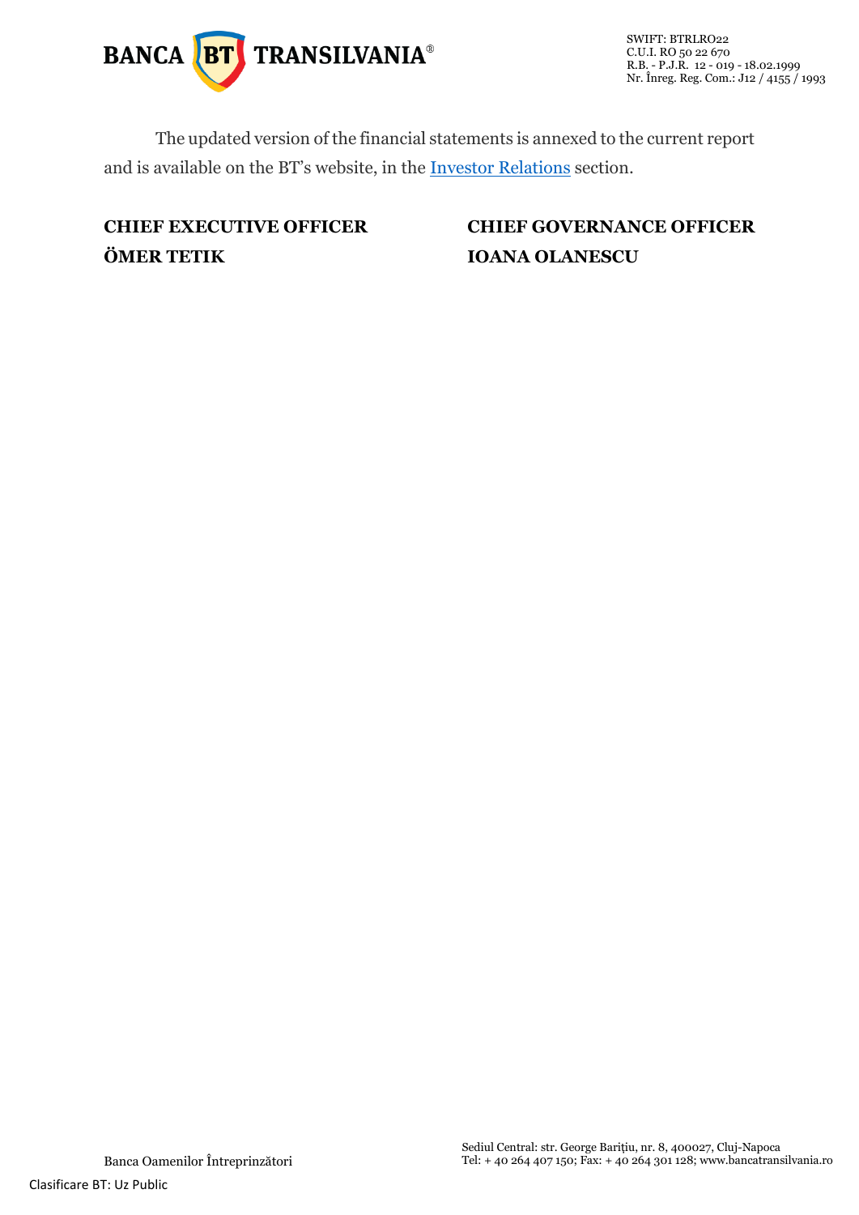The updated version of the financial statements is annexed to the current report and is available on the BT's website, in the Investor Relations section.

| | |
|---|---|
| **CHIEF EXECUTIVE OFFICER** | **CHIEF GOVERNANCE OFFICER** |
| **ÖMER TETIK** | **IOANA OLANESCU** |